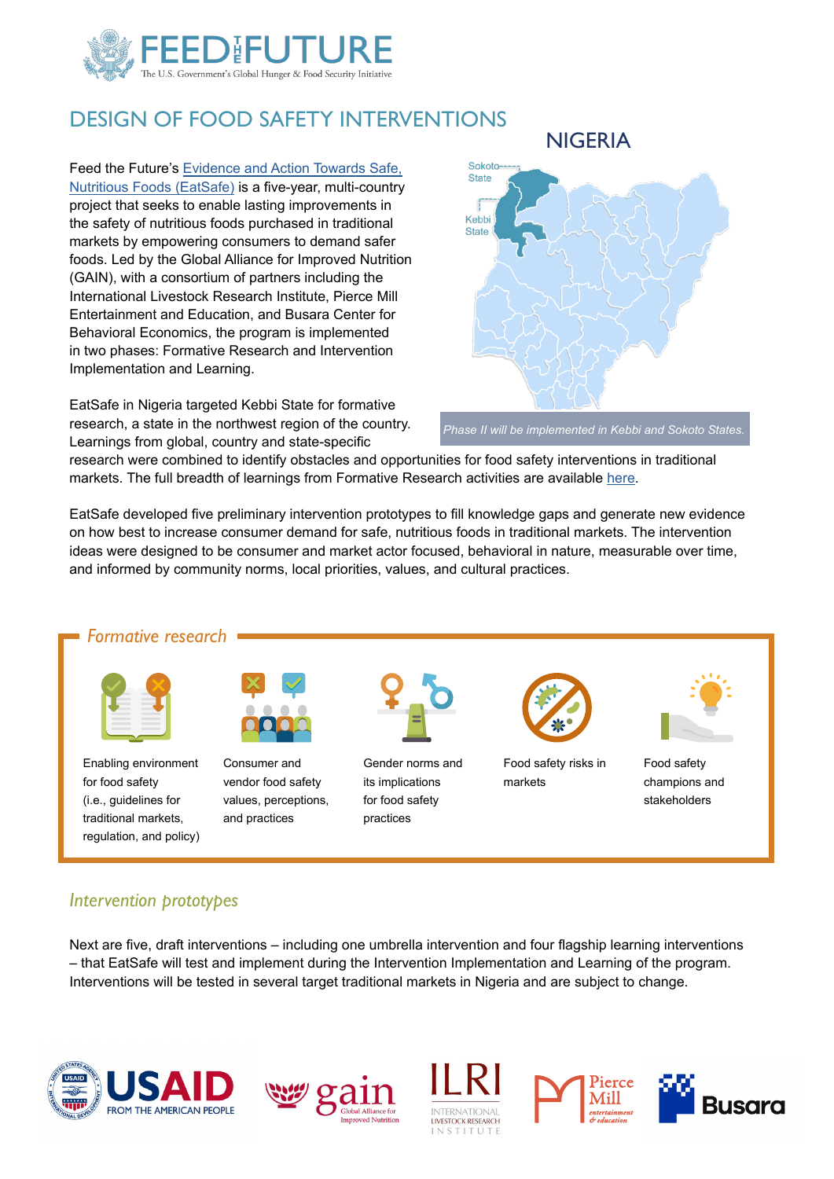# DESIGN OF FOOD SAFETY INTERVENTIONS

## NIGERIA

Sokoto State

Kebbi State

*Phase II will be implemented in Kebbi and Sokoto States.*

Feed the Future's Evidence and Action Towards Safe, Nutritious Foods (EatSafe) is a five-year, multi-country project that seeks to enable lasting improvements in the safety of nutritious foods purchased in traditional markets by empowering consumers to demand safer foods. Led by the Global Alliance for Improved Nutrition (GAIN), with a consortium of partners including the International Livestock Research Institute, Pierce Mill Entertainment and Education, and Busara Center for Behavioral Economics, the program is implemented in two phases: Formative Research and Intervention Implementation and Learning.

EatSafe in Nigeria targeted Kebbi State for formative research, a state in the northwest region of the country. Learnings from global, country and state-specific research were combined to identify obstacles and opportunities for food safety interventions in traditional markets. The full breadth of learnings from Formative Research activities are available here.

EatSafe developed five preliminary intervention prototypes to fill knowledge gaps and generate new evidence on how best to increase consumer demand for safe, nutritious foods in traditional markets. The intervention ideas were designed to be consumer and market actor focused, behavioral in nature, measurable over time, and informed by community norms, local priorities, values, and cultural practices.

### *Formative research*

- Enabling environment for food safety (i.e., guidelines for traditional markets, regulation, and policy)
- Consumer and vendor food safety values, perceptions, and practices
- Gender norms and its implications for food safety practices
- Food safety risks in markets
- Food safety champions and stakeholders

### *Intervention prototypes*

Next are five, draft interventions – including one umbrella intervention and four flagship learning interventions – that EatSafe will test and implement during the Intervention Implementation and Learning of the program. Interventions will be tested in several target traditional markets in Nigeria and are subject to change.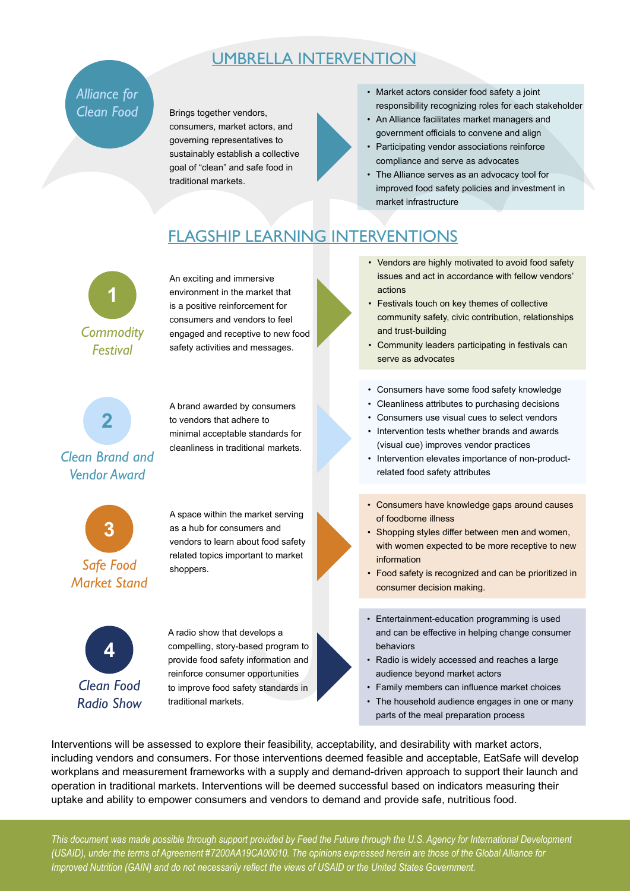## UMBRELLA INTERVENTION

### *Alliance for Clean Food*

Brings together vendors, consumers, market actors, and governing representatives to sustainably establish a collective goal of "clean" and safe food in traditional markets.

- Market actors consider food safety a joint responsibility recognizing roles for each stakeholder
- An Alliance facilitates market managers and government officials to convene and align
- Participating vendor associations reinforce compliance and serve as advocates
- The Alliance serves as an advocacy tool for improved food safety policies and investment in market infrastructure

## FLAGSHIP LEARNING INTERVENTIONS

### 1 *Commodity Festival*

An exciting and immersive environment in the market that is a positive reinforcement for consumers and vendors to feel engaged and receptive to new food safety activities and messages.

- Vendors are highly motivated to avoid food safety issues and act in accordance with fellow vendors' actions
- Festivals touch on key themes of collective community safety, civic contribution, relationships and trust-building
- Community leaders participating in festivals can serve as advocates

### 2 *Clean Brand and Vendor Award*

A brand awarded by consumers to vendors that adhere to minimal acceptable standards for cleanliness in traditional markets.

- Consumers have some food safety knowledge
- Cleanliness attributes to purchasing decisions
- Consumers use visual cues to select vendors
- Intervention tests whether brands and awards (visual cue) improves vendor practices
- Intervention elevates importance of non-product-related food safety attributes

### 3 *Safe Food Market Stand*

A space within the market serving as a hub for consumers and vendors to learn about food safety related topics important to market shoppers.

- Consumers have knowledge gaps around causes of foodborne illness
- Shopping styles differ between men and women, with women expected to be more receptive to new information
- Food safety is recognized and can be prioritized in consumer decision making.

### 4 *Clean Food Radio Show*

A radio show that develops a compelling, story-based program to provide food safety information and reinforce consumer opportunities to improve food safety standards in traditional markets.

- Entertainment-education programming is used and can be effective in helping change consumer behaviors
- Radio is widely accessed and reaches a large audience beyond market actors
- Family members can influence market choices
- The household audience engages in one or many parts of the meal preparation process

Interventions will be assessed to explore their feasibility, acceptability, and desirability with market actors, including vendors and consumers. For those interventions deemed feasible and acceptable, EatSafe will develop workplans and measurement frameworks with a supply and demand-driven approach to support their launch and operation in traditional markets. Interventions will be deemed successful based on indicators measuring their uptake and ability to empower consumers and vendors to demand and provide safe, nutritious food.

*This document was made possible through support provided by Feed the Future through the U.S. Agency for International Development (USAID), under the terms of Agreement #7200AA19CA00010. The opinions expressed herein are those of the Global Alliance for Improved Nutrition (GAIN) and do not necessarily reflect the views of USAID or the United States Government.*